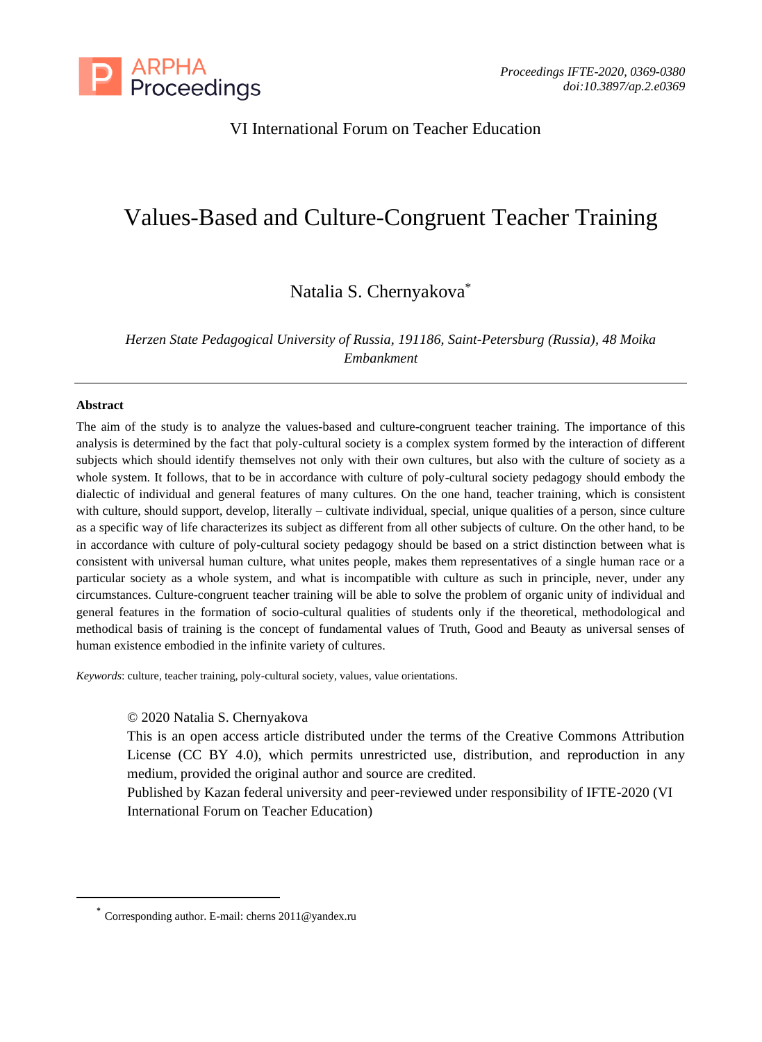VI International Forum on Teacher Education

# Values-Based and Culture-Congruent Teacher Training

Natalia S. Chernyakova*

*Herzen State Pedagogical University of Russia, 191186, Saint-Petersburg (Russia), 48 Moika Embankment*

---

**Abstract**

The aim of the study is to analyze the values-based and culture-congruent teacher training. The importance of this analysis is determined by the fact that poly-cultural society is a complex system formed by the interaction of different subjects which should identify themselves not only with their own cultures, but also with the culture of society as a whole system. It follows, that to be in accordance with culture of poly-cultural society pedagogy should embody the dialectic of individual and general features of many cultures. On the one hand, teacher training, which is consistent with culture, should support, develop, literally – cultivate individual, special, unique qualities of a person, since culture as a specific way of life characterizes its subject as different from all other subjects of culture. On the other hand, to be in accordance with culture of poly-cultural society pedagogy should be based on a strict distinction between what is consistent with universal human culture, what unites people, makes them representatives of a single human race or a particular society as a whole system, and what is incompatible with culture as such in principle, never, under any circumstances. Culture-congruent teacher training will be able to solve the problem of organic unity of individual and general features in the formation of socio-cultural qualities of students only if the theoretical, methodological and methodical basis of training is the concept of fundamental values of Truth, Good and Beauty as universal senses of human existence embodied in the infinite variety of cultures.

*Keywords*: culture, teacher training, poly-cultural society, values, value orientations.

© 2020 Natalia S. Chernyakova
This is an open access article distributed under the terms of the Creative Commons Attribution License (CC BY 4.0), which permits unrestricted use, distribution, and reproduction in any medium, provided the original author and source are credited.
Published by Kazan federal university and peer-reviewed under responsibility of IFTE-2020 (VI International Forum on Teacher Education)

---

* Corresponding author. E-mail: cherns 2011@yandex.ru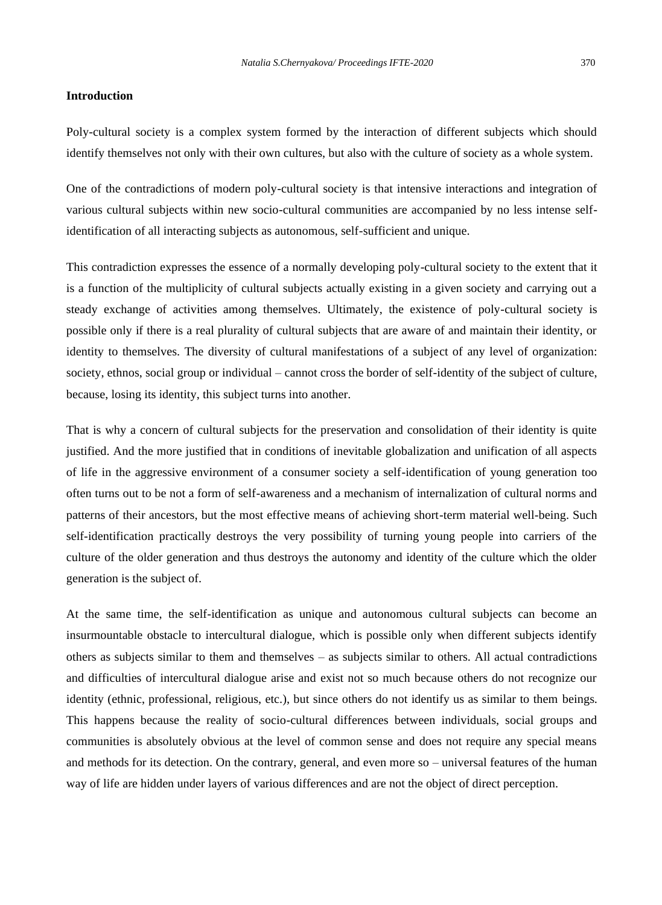## Introduction

Poly-cultural society is a complex system formed by the interaction of different subjects which should identify themselves not only with their own cultures, but also with the culture of society as a whole system.

One of the contradictions of modern poly-cultural society is that intensive interactions and integration of various cultural subjects within new socio-cultural communities are accompanied by no less intense self-identification of all interacting subjects as autonomous, self-sufficient and unique.

This contradiction expresses the essence of a normally developing poly-cultural society to the extent that it is a function of the multiplicity of cultural subjects actually existing in a given society and carrying out a steady exchange of activities among themselves. Ultimately, the existence of poly-cultural society is possible only if there is a real plurality of cultural subjects that are aware of and maintain their identity, or identity to themselves. The diversity of cultural manifestations of a subject of any level of organization: society, ethnos, social group or individual – cannot cross the border of self-identity of the subject of culture, because, losing its identity, this subject turns into another.

That is why a concern of cultural subjects for the preservation and consolidation of their identity is quite justified. And the more justified that in conditions of inevitable globalization and unification of all aspects of life in the aggressive environment of a consumer society a self-identification of young generation too often turns out to be not a form of self-awareness and a mechanism of internalization of cultural norms and patterns of their ancestors, but the most effective means of achieving short-term material well-being. Such self-identification practically destroys the very possibility of turning young people into carriers of the culture of the older generation and thus destroys the autonomy and identity of the culture which the older generation is the subject of.

At the same time, the self-identification as unique and autonomous cultural subjects can become an insurmountable obstacle to intercultural dialogue, which is possible only when different subjects identify others as subjects similar to them and themselves – as subjects similar to others. All actual contradictions and difficulties of intercultural dialogue arise and exist not so much because others do not recognize our identity (ethnic, professional, religious, etc.), but since others do not identify us as similar to them beings. This happens because the reality of socio-cultural differences between individuals, social groups and communities is absolutely obvious at the level of common sense and does not require any special means and methods for its detection. On the contrary, general, and even more so – universal features of the human way of life are hidden under layers of various differences and are not the object of direct perception.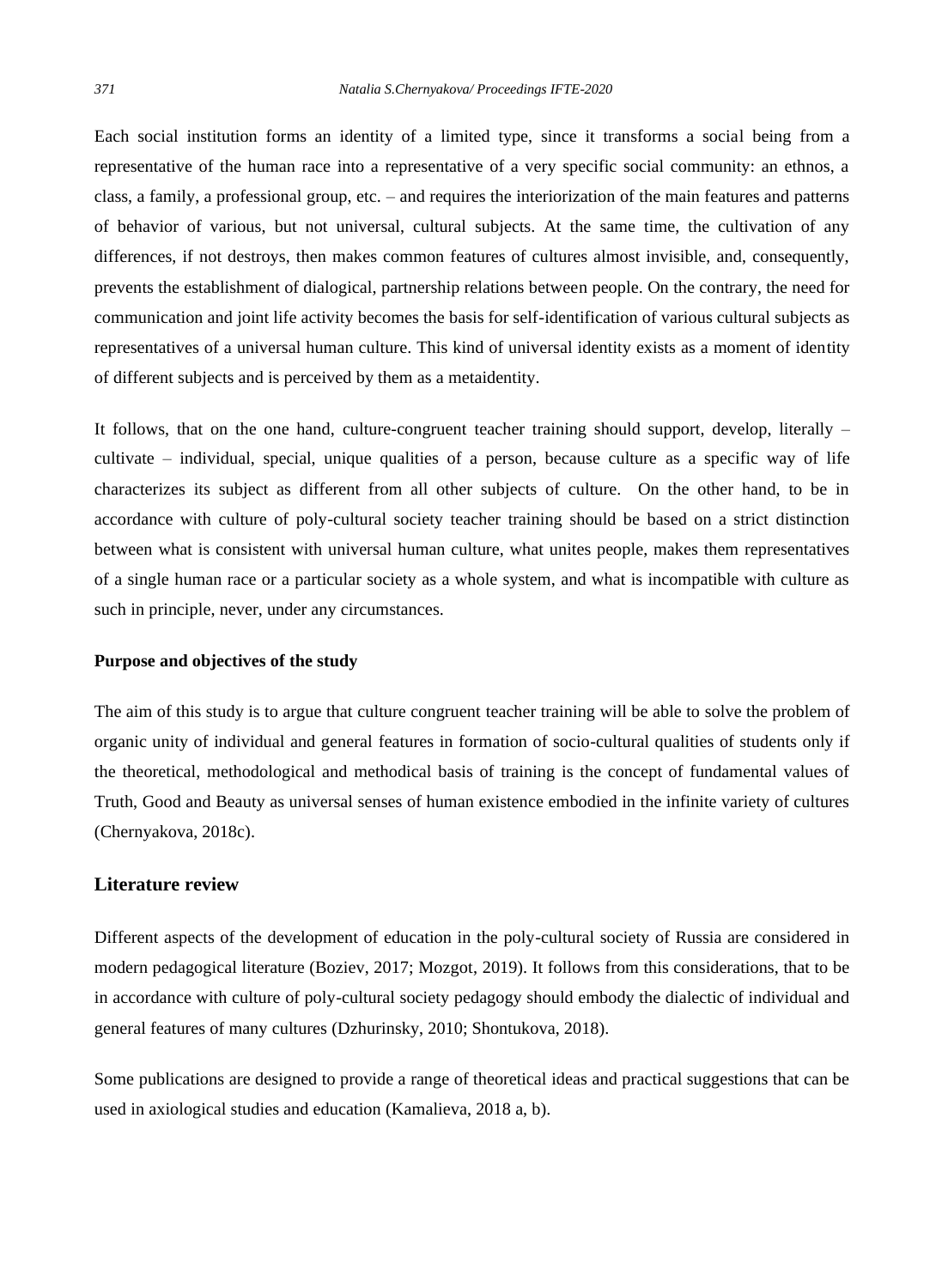Each social institution forms an identity of a limited type, since it transforms a social being from a representative of the human race into a representative of a very specific social community: an ethnos, a class, a family, a professional group, etc. – and requires the interiorization of the main features and patterns of behavior of various, but not universal, cultural subjects. At the same time, the cultivation of any differences, if not destroys, then makes common features of cultures almost invisible, and, consequently, prevents the establishment of dialogical, partnership relations between people. On the contrary, the need for communication and joint life activity becomes the basis for self-identification of various cultural subjects as representatives of a universal human culture. This kind of universal identity exists as a moment of identity of different subjects and is perceived by them as a metaidentity.

It follows, that on the one hand, culture-congruent teacher training should support, develop, literally – cultivate – individual, special, unique qualities of a person, because culture as a specific way of life characterizes its subject as different from all other subjects of culture. On the other hand, to be in accordance with culture of poly-cultural society teacher training should be based on a strict distinction between what is consistent with universal human culture, what unites people, makes them representatives of a single human race or a particular society as a whole system, and what is incompatible with culture as such in principle, never, under any circumstances.

**Purpose and objectives of the study**

The aim of this study is to argue that culture congruent teacher training will be able to solve the problem of organic unity of individual and general features in formation of socio-cultural qualities of students only if the theoretical, methodological and methodical basis of training is the concept of fundamental values of Truth, Good and Beauty as universal senses of human existence embodied in the infinite variety of cultures (Chernyakova, 2018c).

## Literature review

Different aspects of the development of education in the poly-cultural society of Russia are considered in modern pedagogical literature (Boziev, 2017; Mozgot, 2019). It follows from this considerations, that to be in accordance with culture of poly-cultural society pedagogy should embody the dialectic of individual and general features of many cultures (Dzhurinsky, 2010; Shontukova, 2018).

Some publications are designed to provide a range of theoretical ideas and practical suggestions that can be used in axiological studies and education (Kamalieva, 2018 a, b).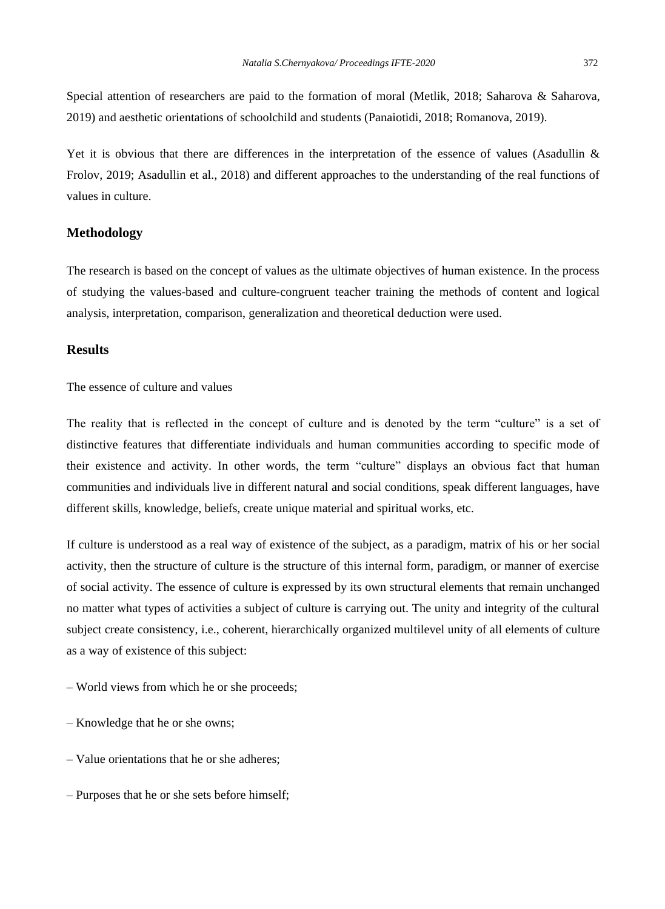Special attention of researchers are paid to the formation of moral (Metlik, 2018; Saharova & Saharova, 2019) and aesthetic orientations of schoolchild and students (Panaiotidi, 2018; Romanova, 2019).

Yet it is obvious that there are differences in the interpretation of the essence of values (Asadullin & Frolov, 2019; Asadullin et al., 2018) and different approaches to the understanding of the real functions of values in culture.

## Methodology

The research is based on the concept of values as the ultimate objectives of human existence. In the process of studying the values-based and culture-congruent teacher training the methods of content and logical analysis, interpretation, comparison, generalization and theoretical deduction were used.

## Results

The essence of culture and values

The reality that is reflected in the concept of culture and is denoted by the term "culture" is a set of distinctive features that differentiate individuals and human communities according to specific mode of their existence and activity. In other words, the term "culture" displays an obvious fact that human communities and individuals live in different natural and social conditions, speak different languages, have different skills, knowledge, beliefs, create unique material and spiritual works, etc.

If culture is understood as a real way of existence of the subject, as a paradigm, matrix of his or her social activity, then the structure of culture is the structure of this internal form, paradigm, or manner of exercise of social activity. The essence of culture is expressed by its own structural elements that remain unchanged no matter what types of activities a subject of culture is carrying out. The unity and integrity of the cultural subject create consistency, i.e., coherent, hierarchically organized multilevel unity of all elements of culture as a way of existence of this subject:

– World views from which he or she proceeds;

– Knowledge that he or she owns;

– Value orientations that he or she adheres;

– Purposes that he or she sets before himself;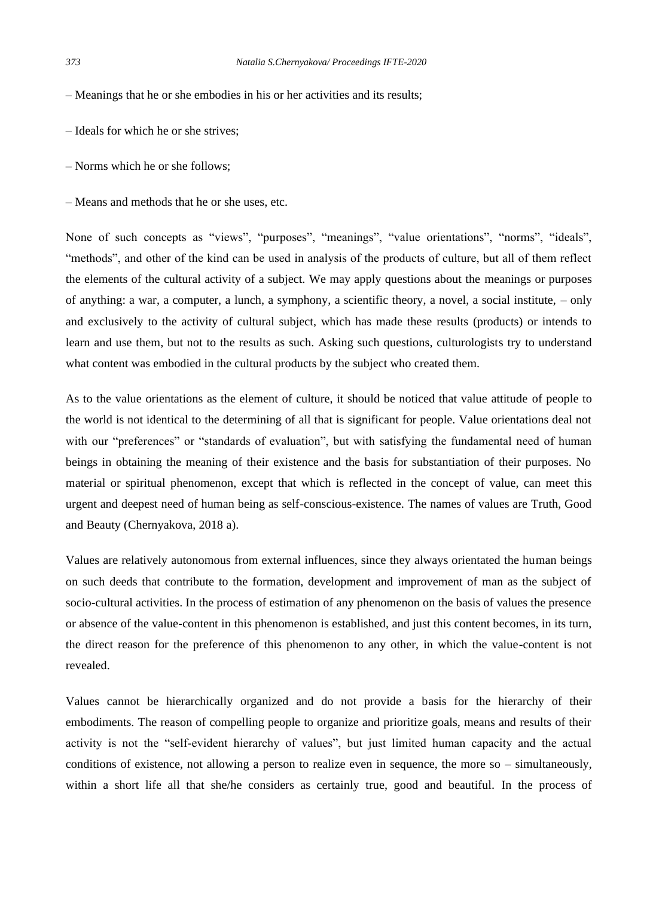– Meanings that he or she embodies in his or her activities and its results;

– Ideals for which he or she strives;

– Norms which he or she follows;

– Means and methods that he or she uses, etc.

None of such concepts as "views", "purposes", "meanings", "value orientations", "norms", "ideals", "methods", and other of the kind can be used in analysis of the products of culture, but all of them reflect the elements of the cultural activity of a subject. We may apply questions about the meanings or purposes of anything: a war, a computer, a lunch, a symphony, a scientific theory, a novel, a social institute, – only and exclusively to the activity of cultural subject, which has made these results (products) or intends to learn and use them, but not to the results as such. Asking such questions, culturologists try to understand what content was embodied in the cultural products by the subject who created them.

As to the value orientations as the element of culture, it should be noticed that value attitude of people to the world is not identical to the determining of all that is significant for people. Value orientations deal not with our "preferences" or "standards of evaluation", but with satisfying the fundamental need of human beings in obtaining the meaning of their existence and the basis for substantiation of their purposes. No material or spiritual phenomenon, except that which is reflected in the concept of value, can meet this urgent and deepest need of human being as self-conscious-existence. The names of values are Truth, Good and Beauty (Chernyakova, 2018 a).

Values are relatively autonomous from external influences, since they always orientated the human beings on such deeds that contribute to the formation, development and improvement of man as the subject of socio-cultural activities. In the process of estimation of any phenomenon on the basis of values the presence or absence of the value-content in this phenomenon is established, and just this content becomes, in its turn, the direct reason for the preference of this phenomenon to any other, in which the value-content is not revealed.

Values cannot be hierarchically organized and do not provide a basis for the hierarchy of their embodiments. The reason of compelling people to organize and prioritize goals, means and results of their activity is not the "self-evident hierarchy of values", but just limited human capacity and the actual conditions of existence, not allowing a person to realize even in sequence, the more so – simultaneously, within a short life all that she/he considers as certainly true, good and beautiful. In the process of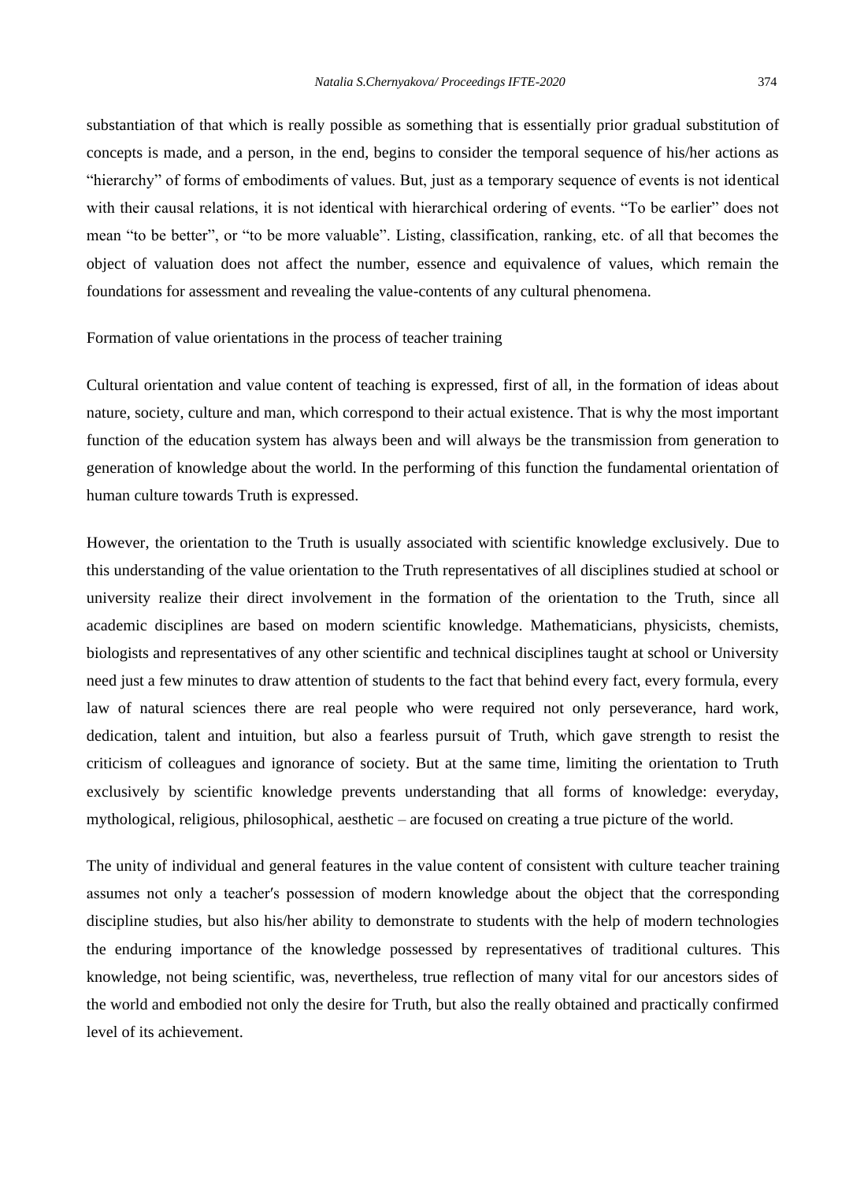substantiation of that which is really possible as something that is essentially prior gradual substitution of concepts is made, and a person, in the end, begins to consider the temporal sequence of his/her actions as "hierarchy" of forms of embodiments of values. But, just as a temporary sequence of events is not identical with their causal relations, it is not identical with hierarchical ordering of events. "To be earlier" does not mean "to be better", or "to be more valuable". Listing, classification, ranking, etc. of all that becomes the object of valuation does not affect the number, essence and equivalence of values, which remain the foundations for assessment and revealing the value-contents of any cultural phenomena.

## Formation of value orientations in the process of teacher training

Cultural orientation and value content of teaching is expressed, first of all, in the formation of ideas about nature, society, culture and man, which correspond to their actual existence. That is why the most important function of the education system has always been and will always be the transmission from generation to generation of knowledge about the world. In the performing of this function the fundamental orientation of human culture towards Truth is expressed.

However, the orientation to the Truth is usually associated with scientific knowledge exclusively. Due to this understanding of the value orientation to the Truth representatives of all disciplines studied at school or university realize their direct involvement in the formation of the orientation to the Truth, since all academic disciplines are based on modern scientific knowledge. Mathematicians, physicists, chemists, biologists and representatives of any other scientific and technical disciplines taught at school or University need just a few minutes to draw attention of students to the fact that behind every fact, every formula, every law of natural sciences there are real people who were required not only perseverance, hard work, dedication, talent and intuition, but also a fearless pursuit of Truth, which gave strength to resist the criticism of colleagues and ignorance of society. But at the same time, limiting the orientation to Truth exclusively by scientific knowledge prevents understanding that all forms of knowledge: everyday, mythological, religious, philosophical, aesthetic – are focused on creating a true picture of the world.

The unity of individual and general features in the value content of consistent with culture teacher training assumes not only a teacher′s possession of modern knowledge about the object that the corresponding discipline studies, but also his/her ability to demonstrate to students with the help of modern technologies the enduring importance of the knowledge possessed by representatives of traditional cultures. This knowledge, not being scientific, was, nevertheless, true reflection of many vital for our ancestors sides of the world and embodied not only the desire for Truth, but also the really obtained and practically confirmed level of its achievement.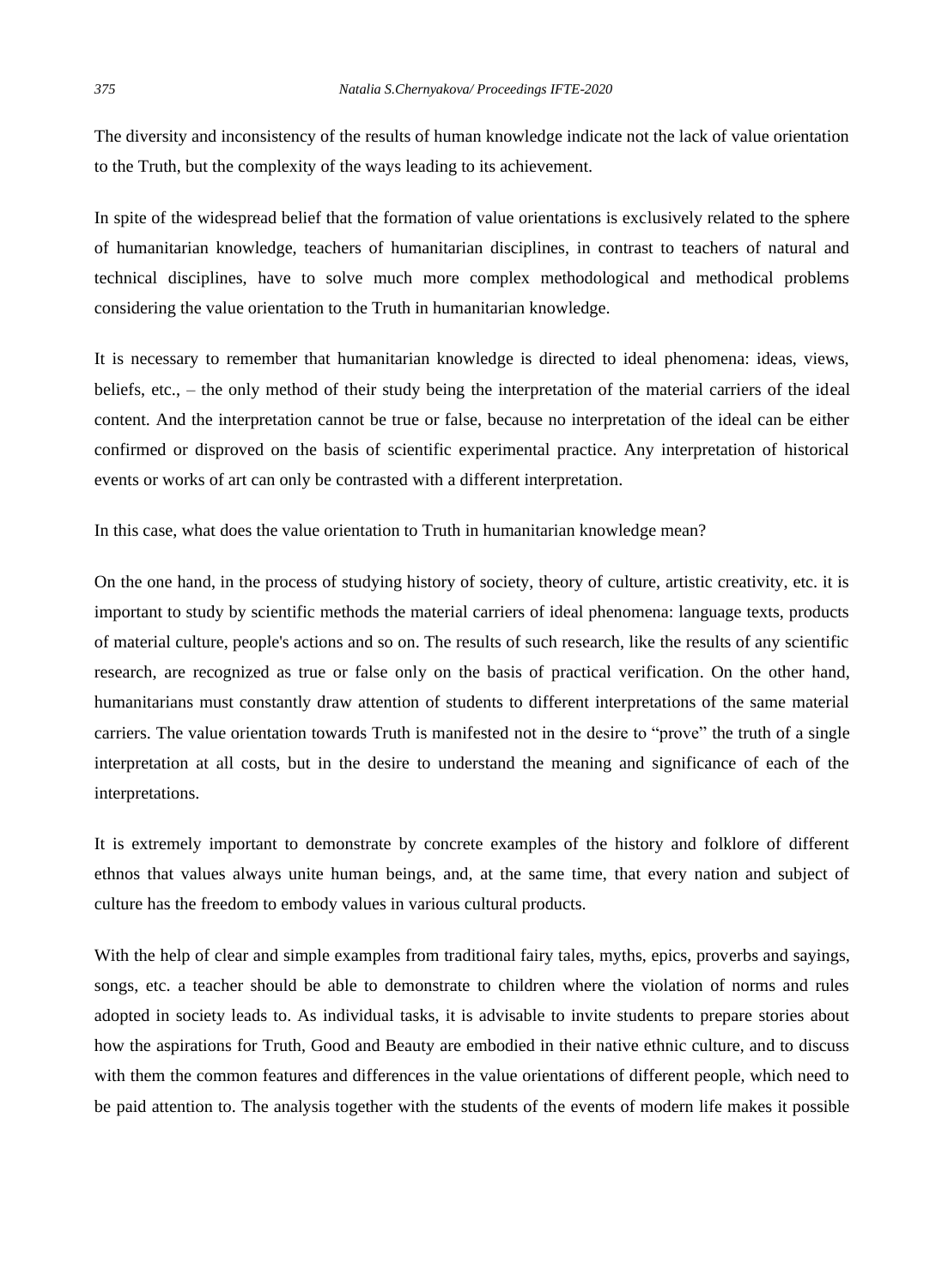The diversity and inconsistency of the results of human knowledge indicate not the lack of value orientation to the Truth, but the complexity of the ways leading to its achievement.

In spite of the widespread belief that the formation of value orientations is exclusively related to the sphere of humanitarian knowledge, teachers of humanitarian disciplines, in contrast to teachers of natural and technical disciplines, have to solve much more complex methodological and methodical problems considering the value orientation to the Truth in humanitarian knowledge.

It is necessary to remember that humanitarian knowledge is directed to ideal phenomena: ideas, views, beliefs, etc., – the only method of their study being the interpretation of the material carriers of the ideal content. And the interpretation cannot be true or false, because no interpretation of the ideal can be either confirmed or disproved on the basis of scientific experimental practice. Any interpretation of historical events or works of art can only be contrasted with a different interpretation.

In this case, what does the value orientation to Truth in humanitarian knowledge mean?

On the one hand, in the process of studying history of society, theory of culture, artistic creativity, etc. it is important to study by scientific methods the material carriers of ideal phenomena: language texts, products of material culture, people's actions and so on. The results of such research, like the results of any scientific research, are recognized as true or false only on the basis of practical verification. On the other hand, humanitarians must constantly draw attention of students to different interpretations of the same material carriers. The value orientation towards Truth is manifested not in the desire to "prove" the truth of a single interpretation at all costs, but in the desire to understand the meaning and significance of each of the interpretations.

It is extremely important to demonstrate by concrete examples of the history and folklore of different ethnos that values always unite human beings, and, at the same time, that every nation and subject of culture has the freedom to embody values in various cultural products.

With the help of clear and simple examples from traditional fairy tales, myths, epics, proverbs and sayings, songs, etc. a teacher should be able to demonstrate to children where the violation of norms and rules adopted in society leads to. As individual tasks, it is advisable to invite students to prepare stories about how the aspirations for Truth, Good and Beauty are embodied in their native ethnic culture, and to discuss with them the common features and differences in the value orientations of different people, which need to be paid attention to. The analysis together with the students of the events of modern life makes it possible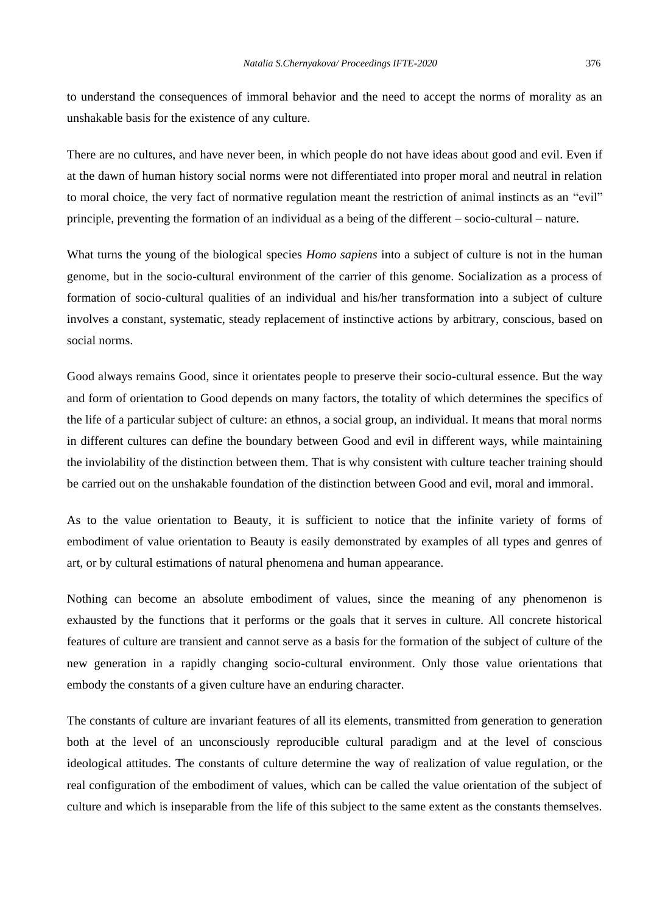to understand the consequences of immoral behavior and the need to accept the norms of morality as an unshakable basis for the existence of any culture.

There are no cultures, and have never been, in which people do not have ideas about good and evil. Even if at the dawn of human history social norms were not differentiated into proper moral and neutral in relation to moral choice, the very fact of normative regulation meant the restriction of animal instincts as an "evil" principle, preventing the formation of an individual as a being of the different – socio-cultural – nature.

What turns the young of the biological species *Homo sapiens* into a subject of culture is not in the human genome, but in the socio-cultural environment of the carrier of this genome. Socialization as a process of formation of socio-cultural qualities of an individual and his/her transformation into a subject of culture involves a constant, systematic, steady replacement of instinctive actions by arbitrary, conscious, based on social norms.

Good always remains Good, since it orientates people to preserve their socio-cultural essence. But the way and form of orientation to Good depends on many factors, the totality of which determines the specifics of the life of a particular subject of culture: an ethnos, a social group, an individual. It means that moral norms in different cultures can define the boundary between Good and evil in different ways, while maintaining the inviolability of the distinction between them. That is why consistent with culture teacher training should be carried out on the unshakable foundation of the distinction between Good and evil, moral and immoral.

As to the value orientation to Beauty, it is sufficient to notice that the infinite variety of forms of embodiment of value orientation to Beauty is easily demonstrated by examples of all types and genres of art, or by cultural estimations of natural phenomena and human appearance.

Nothing can become an absolute embodiment of values, since the meaning of any phenomenon is exhausted by the functions that it performs or the goals that it serves in culture. All concrete historical features of culture are transient and cannot serve as a basis for the formation of the subject of culture of the new generation in a rapidly changing socio-cultural environment. Only those value orientations that embody the constants of a given culture have an enduring character.

The constants of culture are invariant features of all its elements, transmitted from generation to generation both at the level of an unconsciously reproducible cultural paradigm and at the level of conscious ideological attitudes. The constants of culture determine the way of realization of value regulation, or the real configuration of the embodiment of values, which can be called the value orientation of the subject of culture and which is inseparable from the life of this subject to the same extent as the constants themselves.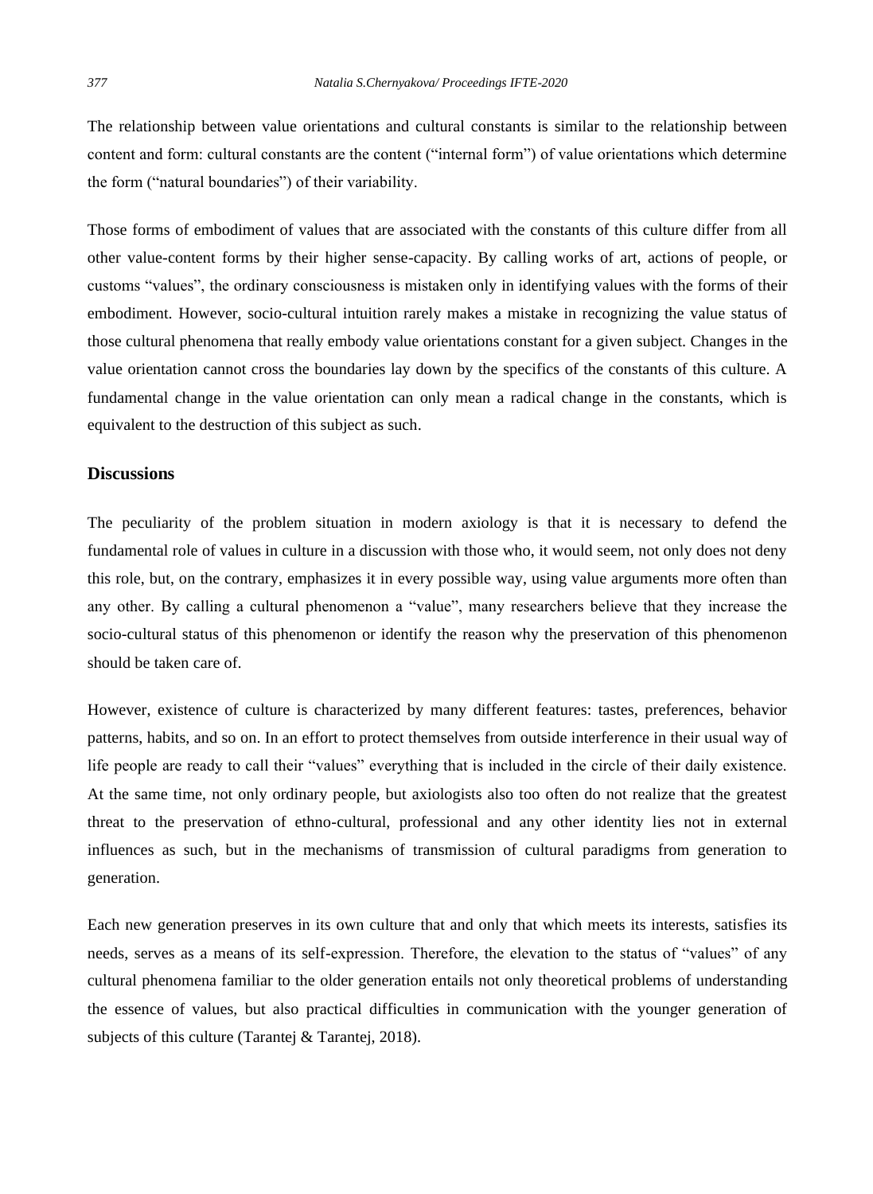The relationship between value orientations and cultural constants is similar to the relationship between content and form: cultural constants are the content ("internal form") of value orientations which determine the form ("natural boundaries") of their variability.

Those forms of embodiment of values that are associated with the constants of this culture differ from all other value-content forms by their higher sense-capacity. By calling works of art, actions of people, or customs "values", the ordinary consciousness is mistaken only in identifying values with the forms of their embodiment. However, socio-cultural intuition rarely makes a mistake in recognizing the value status of those cultural phenomena that really embody value orientations constant for a given subject. Changes in the value orientation cannot cross the boundaries lay down by the specifics of the constants of this culture. A fundamental change in the value orientation can only mean a radical change in the constants, which is equivalent to the destruction of this subject as such.

## Discussions

The peculiarity of the problem situation in modern axiology is that it is necessary to defend the fundamental role of values in culture in a discussion with those who, it would seem, not only does not deny this role, but, on the contrary, emphasizes it in every possible way, using value arguments more often than any other. By calling a cultural phenomenon a "value", many researchers believe that they increase the socio-cultural status of this phenomenon or identify the reason why the preservation of this phenomenon should be taken care of.

However, existence of culture is characterized by many different features: tastes, preferences, behavior patterns, habits, and so on. In an effort to protect themselves from outside interference in their usual way of life people are ready to call their "values" everything that is included in the circle of their daily existence. At the same time, not only ordinary people, but axiologists also too often do not realize that the greatest threat to the preservation of ethno-cultural, professional and any other identity lies not in external influences as such, but in the mechanisms of transmission of cultural paradigms from generation to generation.

Each new generation preserves in its own culture that and only that which meets its interests, satisfies its needs, serves as a means of its self-expression. Therefore, the elevation to the status of "values" of any cultural phenomena familiar to the older generation entails not only theoretical problems of understanding the essence of values, but also practical difficulties in communication with the younger generation of subjects of this culture (Tarantej & Tarantej, 2018).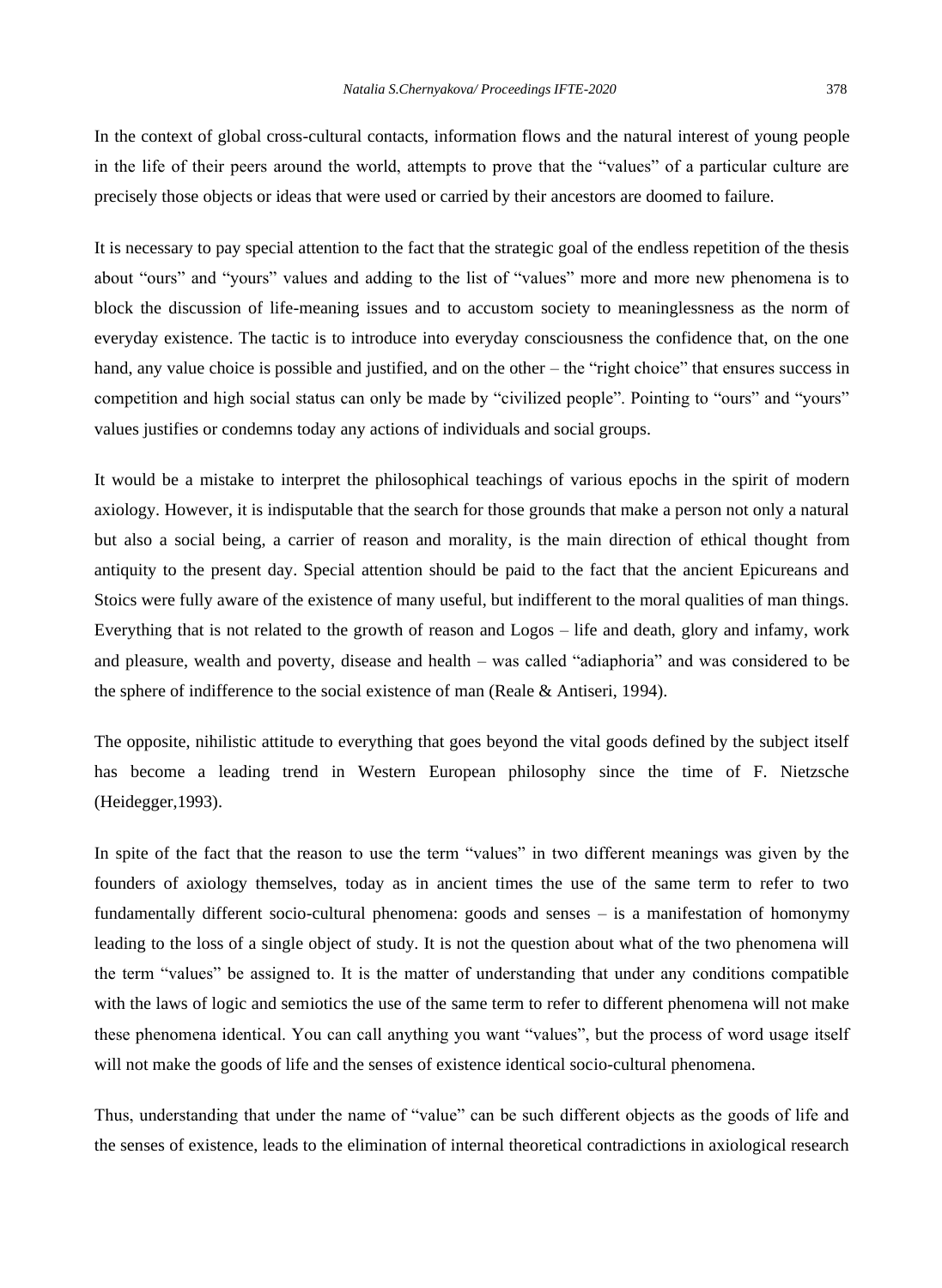In the context of global cross-cultural contacts, information flows and the natural interest of young people in the life of their peers around the world, attempts to prove that the "values" of a particular culture are precisely those objects or ideas that were used or carried by their ancestors are doomed to failure.

It is necessary to pay special attention to the fact that the strategic goal of the endless repetition of the thesis about "ours" and "yours" values and adding to the list of "values" more and more new phenomena is to block the discussion of life-meaning issues and to accustom society to meaninglessness as the norm of everyday existence. The tactic is to introduce into everyday consciousness the confidence that, on the one hand, any value choice is possible and justified, and on the other – the "right choice" that ensures success in competition and high social status can only be made by "civilized people". Pointing to "ours" and "yours" values justifies or condemns today any actions of individuals and social groups.

It would be a mistake to interpret the philosophical teachings of various epochs in the spirit of modern axiology. However, it is indisputable that the search for those grounds that make a person not only a natural but also a social being, a carrier of reason and morality, is the main direction of ethical thought from antiquity to the present day. Special attention should be paid to the fact that the ancient Epicureans and Stoics were fully aware of the existence of many useful, but indifferent to the moral qualities of man things. Everything that is not related to the growth of reason and Logos – life and death, glory and infamy, work and pleasure, wealth and poverty, disease and health – was called "adiaphoria" and was considered to be the sphere of indifference to the social existence of man (Reale & Antiseri, 1994).

The opposite, nihilistic attitude to everything that goes beyond the vital goods defined by the subject itself has become a leading trend in Western European philosophy since the time of F. Nietzsche (Heidegger,1993).

In spite of the fact that the reason to use the term "values" in two different meanings was given by the founders of axiology themselves, today as in ancient times the use of the same term to refer to two fundamentally different socio-cultural phenomena: goods and senses – is a manifestation of homonymy leading to the loss of a single object of study. It is not the question about what of the two phenomena will the term "values" be assigned to. It is the matter of understanding that under any conditions compatible with the laws of logic and semiotics the use of the same term to refer to different phenomena will not make these phenomena identical. You can call anything you want "values", but the process of word usage itself will not make the goods of life and the senses of existence identical socio-cultural phenomena.

Thus, understanding that under the name of "value" can be such different objects as the goods of life and the senses of existence, leads to the elimination of internal theoretical contradictions in axiological research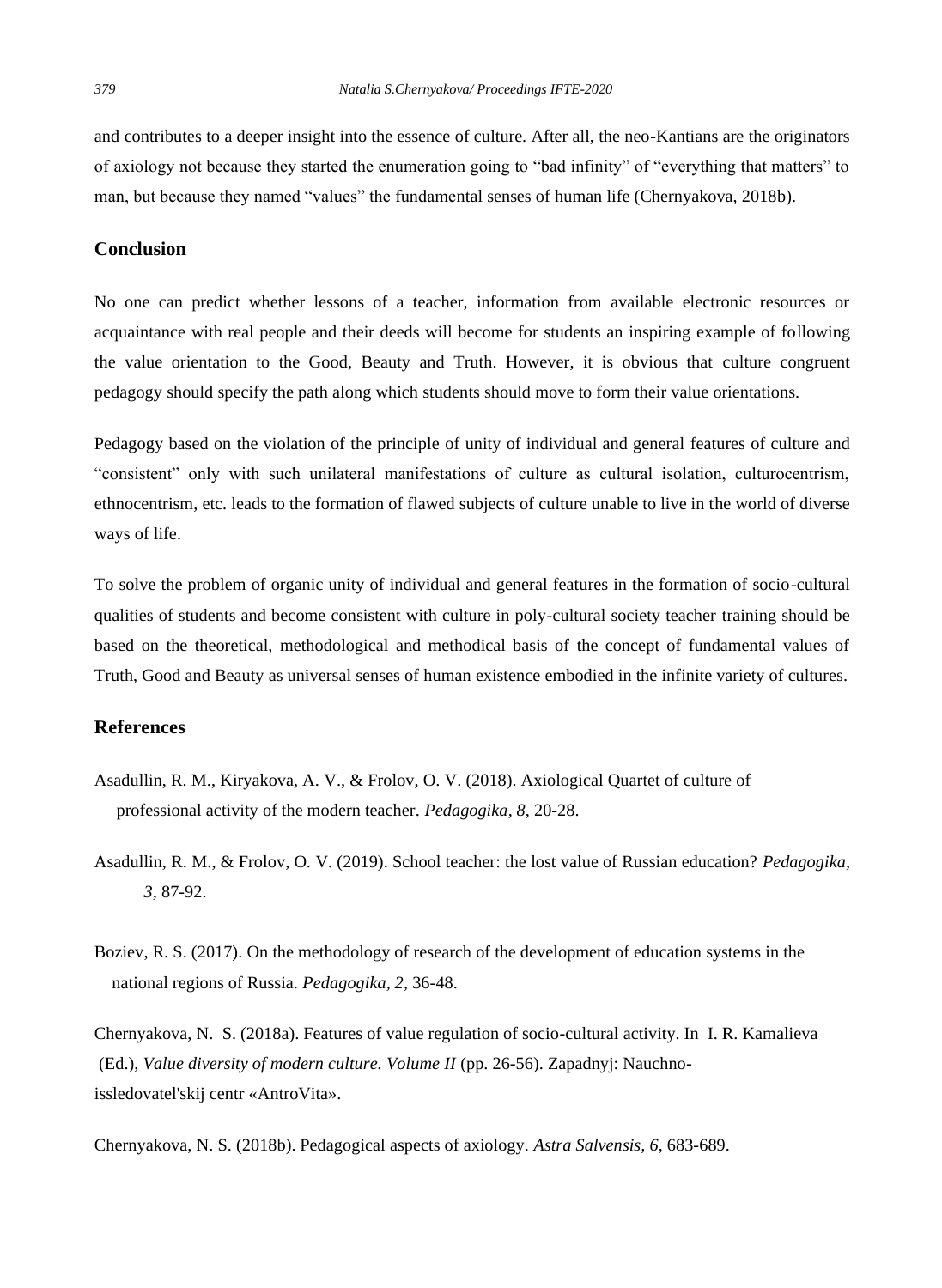and contributes to a deeper insight into the essence of culture. After all, the neo-Kantians are the originators of axiology not because they started the enumeration going to "bad infinity" of "everything that matters" to man, but because they named "values" the fundamental senses of human life (Chernyakova, 2018b).

## Conclusion

No one can predict whether lessons of a teacher, information from available electronic resources or acquaintance with real people and their deeds will become for students an inspiring example of following the value orientation to the Good, Beauty and Truth. However, it is obvious that culture congruent pedagogy should specify the path along which students should move to form their value orientations.

Pedagogy based on the violation of the principle of unity of individual and general features of culture and "consistent" only with such unilateral manifestations of culture as cultural isolation, culturocentrism, ethnocentrism, etc. leads to the formation of flawed subjects of culture unable to live in the world of diverse ways of life.

To solve the problem of organic unity of individual and general features in the formation of socio-cultural qualities of students and become consistent with culture in poly-cultural society teacher training should be based on the theoretical, methodological and methodical basis of the concept of fundamental values of Truth, Good and Beauty as universal senses of human existence embodied in the infinite variety of cultures.

## References

Asadullin, R. M., Kiryakova, A. V., & Frolov, O. V. (2018). Axiological Quartet of culture of professional activity of the modern teacher. *Pedagogika, 8*, 20-28.

Asadullin, R. M., & Frolov, O. V. (2019). School teacher: the lost value of Russian education? *Pedagogika, 3*, 87-92.

Boziev, R. S. (2017). On the methodology of research of the development of education systems in the national regions of Russia. *Pedagogika, 2*, 36-48.

Chernyakova, N. S. (2018a). Features of value regulation of socio-cultural activity. In I. R. Kamalieva (Ed.), *Value diversity of modern culture. Volume II* (pp. 26-56). Zapadnyj: Nauchno-issledovatel'skij centr «AntroVita».

Chernyakova, N. S. (2018b). Pedagogical aspects of axiology. *Astra Salvensis, 6*, 683-689.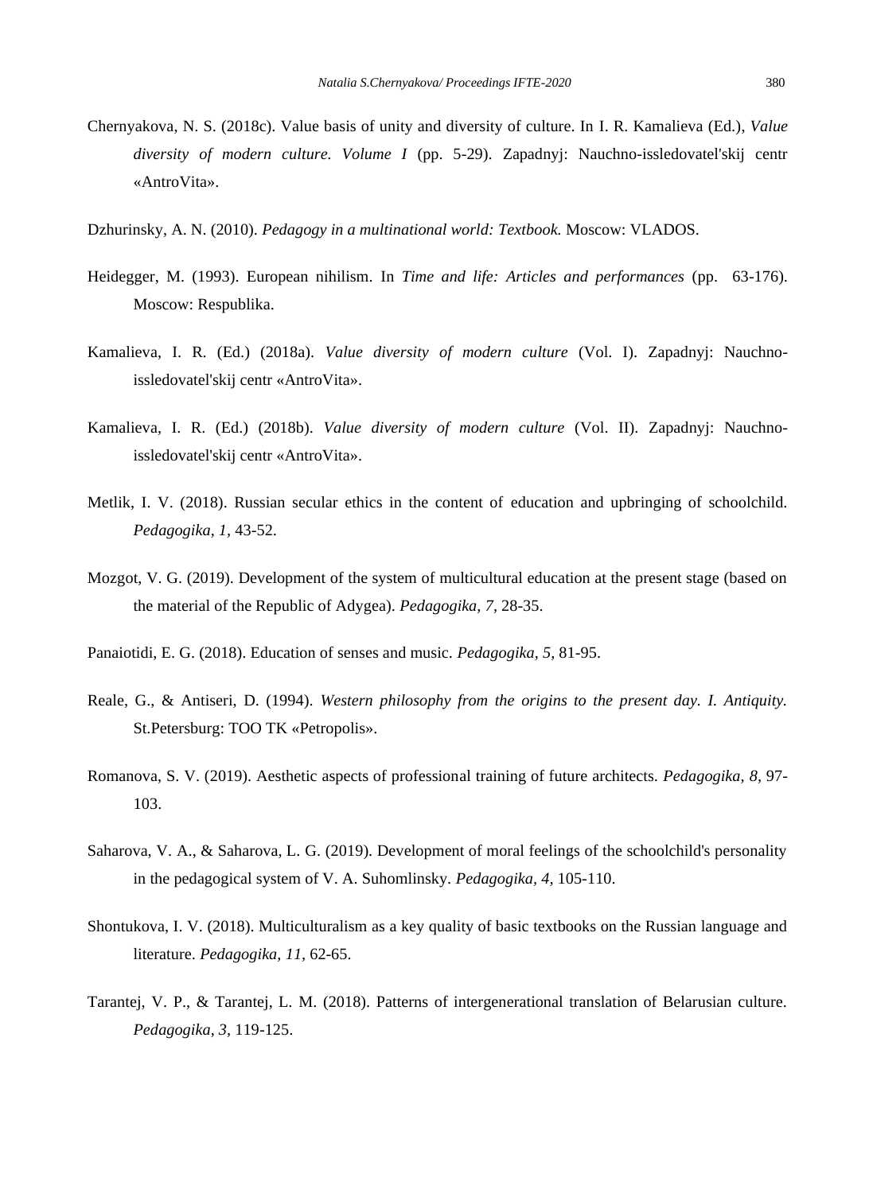Chernyakova, N. S. (2018c). Value basis of unity and diversity of culture. In I. R. Kamalieva (Ed.), *Value diversity of modern culture. Volume I* (pp. 5-29). Zapadnyj: Nauchno-issledovatel'skij centr «AntroVita».

Dzhurinsky, A. N. (2010). *Pedagogy in a multinational world: Textbook.* Moscow: VLADOS.

Heidegger, M. (1993). European nihilism. In *Time and life: Articles and performances* (pp. 63-176). Moscow: Respublika.

Kamalieva, I. R. (Ed.) (2018a). *Value diversity of modern culture* (Vol. I). Zapadnyj: Nauchno-issledovatel'skij centr «AntroVita».

Kamalieva, I. R. (Ed.) (2018b). *Value diversity of modern culture* (Vol. II). Zapadnyj: Nauchno-issledovatel'skij centr «AntroVita».

Metlik, I. V. (2018). Russian secular ethics in the content of education and upbringing of schoolchild. *Pedagogika, 1*, 43-52.

Mozgot, V. G. (2019). Development of the system of multicultural education at the present stage (based on the material of the Republic of Adygea). *Pedagogika, 7*, 28-35.

Panaiotidi, E. G. (2018). Education of senses and music. *Pedagogika, 5,* 81-95.

Reale, G., & Antiseri, D. (1994). *Western philosophy from the origins to the present day. I. Antiquity.* St.Petersburg: TOO TK «Petropolis».

Romanova, S. V. (2019). Aesthetic aspects of professional training of future architects. *Pedagogika, 8*, 97-103.

Saharova, V. A., & Saharova, L. G. (2019). Development of moral feelings of the schoolchild's personality in the pedagogical system of V. A. Suhomlinsky. *Pedagogika, 4,* 105-110.

Shontukova, I. V. (2018). Multiculturalism as a key quality of basic textbooks on the Russian language and literature. *Pedagogika, 11,* 62-65.

Tarantej, V. P., & Tarantej, L. M. (2018). Patterns of intergenerational translation of Belarusian culture. *Pedagogika, 3*, 119-125.